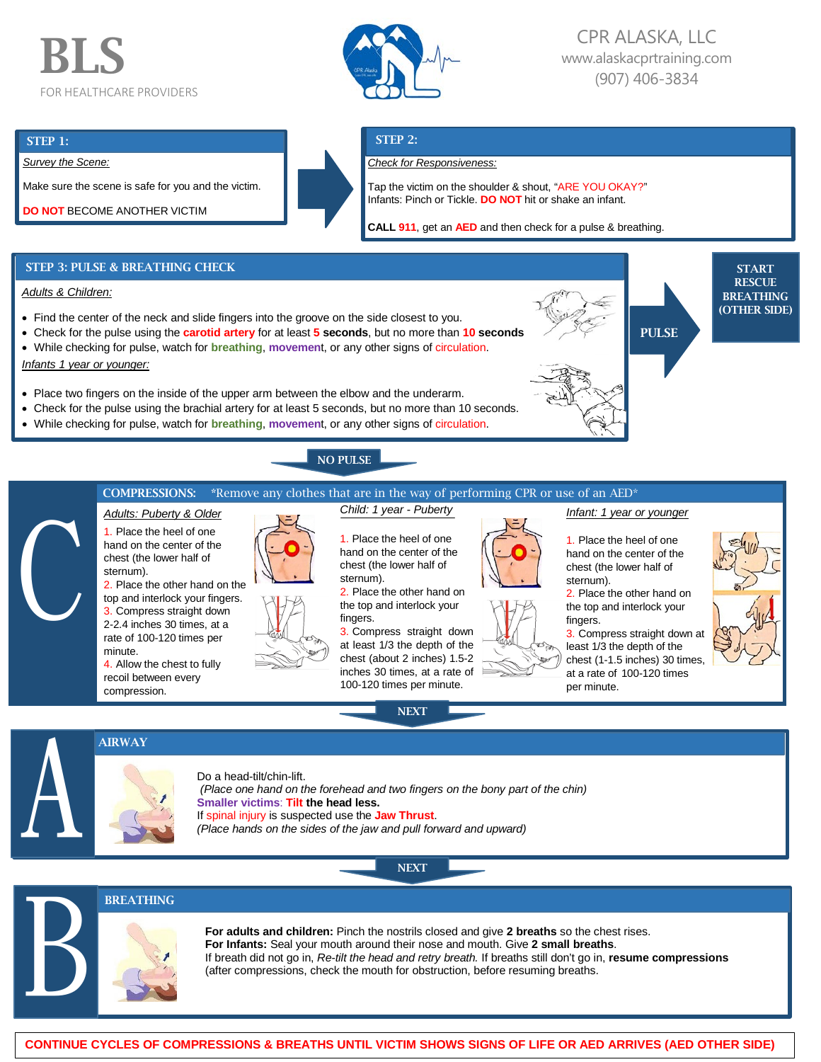# BLS

FOR HEALTHCARE PROVIDERS

CPR ALASKA, LLC
www.alaskacprtraining.com
(907) 406-3834

## STEP 1:

*Survey the Scene:*

Make sure the scene is safe for you and the victim.

**DO NOT** BECOME ANOTHER VICTIM

## STEP 2:

*Check for Responsiveness:*

Tap the victim on the shoulder & shout, "ARE YOU OKAY?"
Infants: Pinch or Tickle. **DO NOT** hit or shake an infant.

**CALL 911**, get an **AED** and then check for a pulse & breathing.

## STEP 3: PULSE & BREATHING CHECK

*Adults & Children:*

- Find the center of the neck and slide fingers into the groove on the side closest to you.
- Check for the pulse using the **carotid artery** for at least **5 seconds**, but no more than **10 seconds**
- While checking for pulse, watch for **breathing**, **movement**, or any other signs of circulation.

*Infants 1 year or younger:*

- Place two fingers on the inside of the upper arm between the elbow and the underarm.
- Check for the pulse using the brachial artery for at least 5 seconds, but no more than 10 seconds.
- While checking for pulse, watch for **breathing**, **movement**, or any other signs of circulation.

PULSE → **START RESCUE BREATHING (OTHER SIDE)**

**NO PULSE**

## C — COMPRESSIONS: *Remove any clothes that are in the way of performing CPR or use of an AED*

*Adults: Puberty & Older*

1. Place the heel of one hand on the center of the chest (the lower half of sternum).
2. Place the other hand on the top and interlock your fingers.
3. Compress straight down 2-2.4 inches 30 times, at a rate of 100-120 times per minute.
4. Allow the chest to fully recoil between every compression.

*Child: 1 year - Puberty*

1. Place the heel of one hand on the center of the chest (the lower half of sternum).
2. Place the other hand on the top and interlock your fingers.
3. Compress straight down at least 1/3 the depth of the chest (about 2 inches) 1.5-2 inches 30 times, at a rate of 100-120 times per minute.

*Infant: 1 year or younger*

1. Place the heel of one hand on the center of the chest (the lower half of sternum).
2. Place the other hand on the top and interlock your fingers.
3. Compress straight down at least 1/3 the depth of the chest (1-1.5 inches) 30 times, at a rate of 100-120 times per minute.

**NEXT**

## A — AIRWAY

Do a head-tilt/chin-lift.
*(Place one hand on the forehead and two fingers on the bony part of the chin)*
**Smaller victims**: **Tilt the head less.**
If spinal injury is suspected use the **Jaw Thrust**.
*(Place hands on the sides of the jaw and pull forward and upward)*

**NEXT**

## B — BREATHING

**For adults and children:** Pinch the nostrils closed and give **2 breaths** so the chest rises.
**For Infants:** Seal your mouth around their nose and mouth. Give **2 small breaths**.
If breath did not go in, *Re-tilt the head and retry breath.* If breaths still don't go in, **resume compressions** (after compressions, check the mouth for obstruction, before resuming breaths.

**CONTINUE CYCLES OF COMPRESSIONS & BREATHS UNTIL VICTIM SHOWS SIGNS OF LIFE OR AED ARRIVES (AED OTHER SIDE)**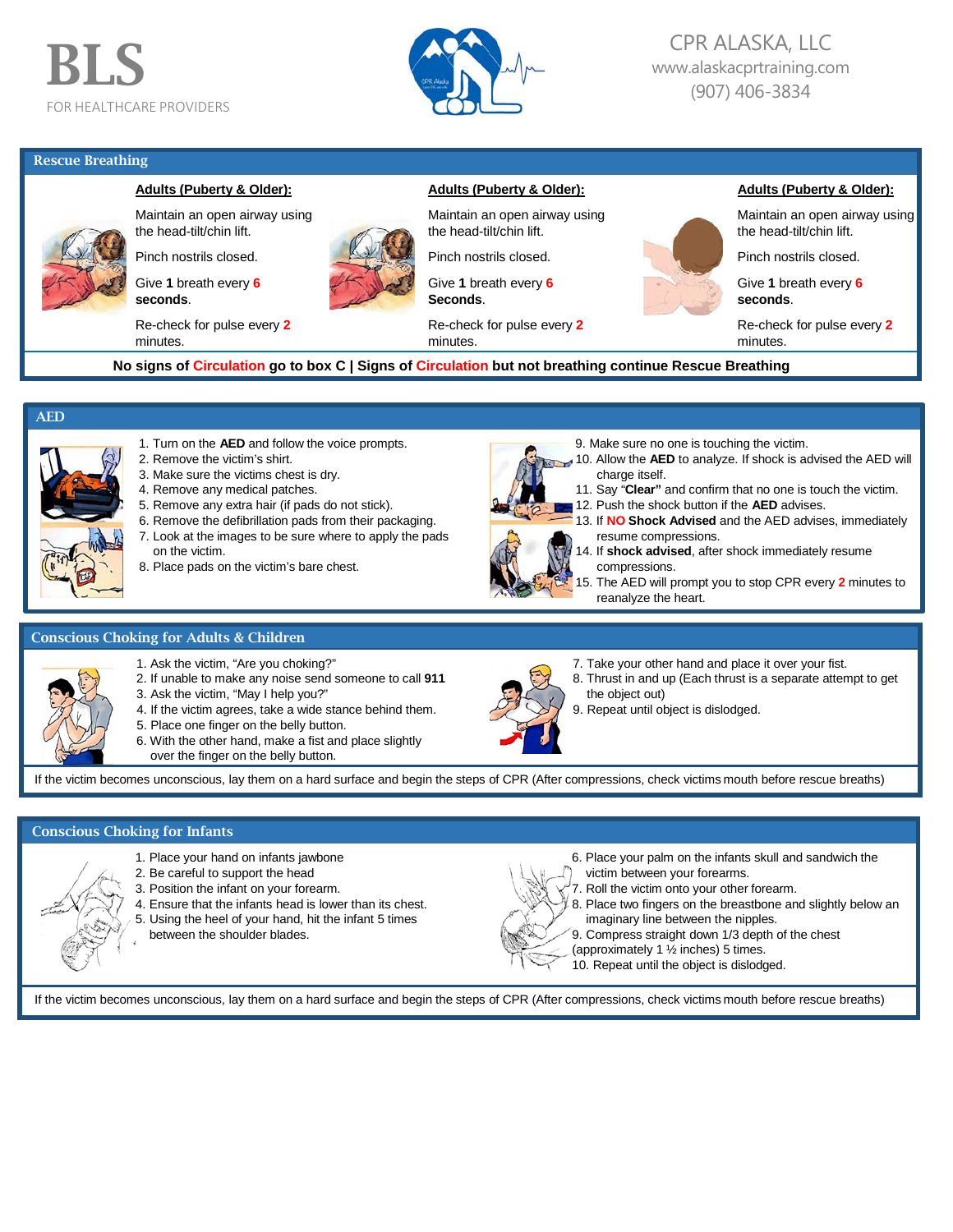# BLS

FOR HEALTHCARE PROVIDERS

CPR ALASKA, LLC
www.alaskacprtraining.com
(907) 406-3834

## Rescue Breathing

**Adults (Puberty & Older):**

Maintain an open airway using the head-tilt/chin lift.

Pinch nostrils closed.

Give **1** breath every **6** **seconds**.

Re-check for pulse every **2** minutes.

**Adults (Puberty & Older):**

Maintain an open airway using the head-tilt/chin lift.

Pinch nostrils closed.

Give **1** breath every **6** **Seconds**.

Re-check for pulse every **2** minutes.

**Adults (Puberty & Older):**

Maintain an open airway using the head-tilt/chin lift.

Pinch nostrils closed.

Give **1** breath every **6** **seconds**.

Re-check for pulse every **2** minutes.

**No signs of Circulation go to box C | Signs of Circulation but not breathing continue Rescue Breathing**

## AED

1. Turn on the **AED** and follow the voice prompts.
2. Remove the victim's shirt.
3. Make sure the victims chest is dry.
4. Remove any medical patches.
5. Remove any extra hair (if pads do not stick).
6. Remove the defibrillation pads from their packaging.
7. Look at the images to be sure where to apply the pads on the victim.
8. Place pads on the victim's bare chest.
9. Make sure no one is touching the victim.
10. Allow the **AED** to analyze. If shock is advised the AED will charge itself.
11. Say "**Clear"** and confirm that no one is touch the victim.
12. Push the shock button if the **AED** advises.
13. If **NO Shock Advised** and the AED advises, immediately resume compressions.
14. If **shock advised**, after shock immediately resume compressions.
15. The AED will prompt you to stop CPR every **2** minutes to reanalyze the heart.

## Conscious Choking for Adults & Children

1. Ask the victim, "Are you choking?"
2. If unable to make any noise send someone to call **911**
3. Ask the victim, "May I help you?"
4. If the victim agrees, take a wide stance behind them.
5. Place one finger on the belly button.
6. With the other hand, make a fist and place slightly over the finger on the belly button.
7. Take your other hand and place it over your fist.
8. Thrust in and up (Each thrust is a separate attempt to get the object out)
9. Repeat until object is dislodged.

If the victim becomes unconscious, lay them on a hard surface and begin the steps of CPR (After compressions, check victims mouth before rescue breaths)

## Conscious Choking for Infants

1. Place your hand on infants jawbone
2. Be careful to support the head
3. Position the infant on your forearm.
4. Ensure that the infants head is lower than its chest.
5. Using the heel of your hand, hit the infant 5 times between the shoulder blades.
6. Place your palm on the infants skull and sandwich the victim between your forearms.
7. Roll the victim onto your other forearm.
8. Place two fingers on the breastbone and slightly below an imaginary line between the nipples.
9. Compress straight down 1/3 depth of the chest (approximately 1 ½ inches) 5 times.
10. Repeat until the object is dislodged.

If the victim becomes unconscious, lay them on a hard surface and begin the steps of CPR (After compressions, check victims mouth before rescue breaths)